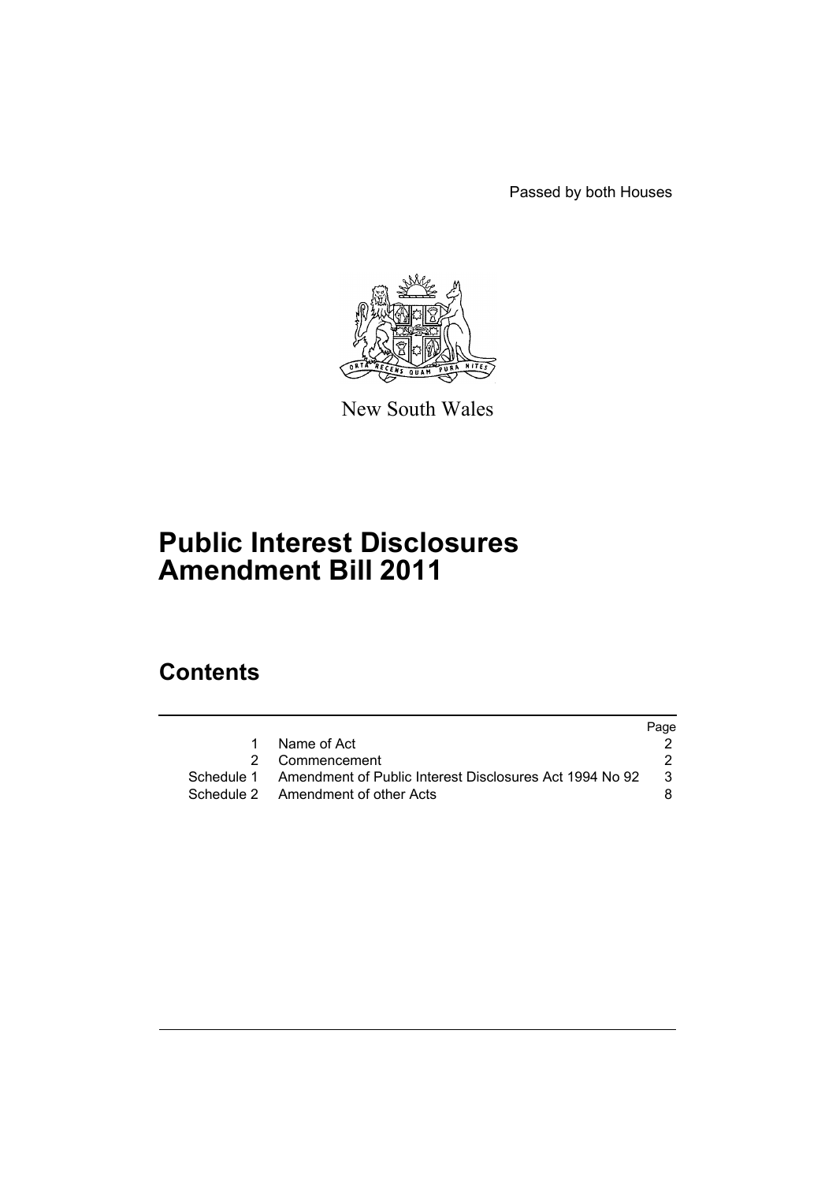Passed by both Houses

New South Wales

# Public Interest Disclosures Amendment Bill 2011

## Contents

| | | Page |
|---|---|---|
| 1 | Name of Act | 2 |
| 2 | Commencement | 2 |
| Schedule 1 | Amendment of Public Interest Disclosures Act 1994 No 92 | 3 |
| Schedule 2 | Amendment of other Acts | 8 |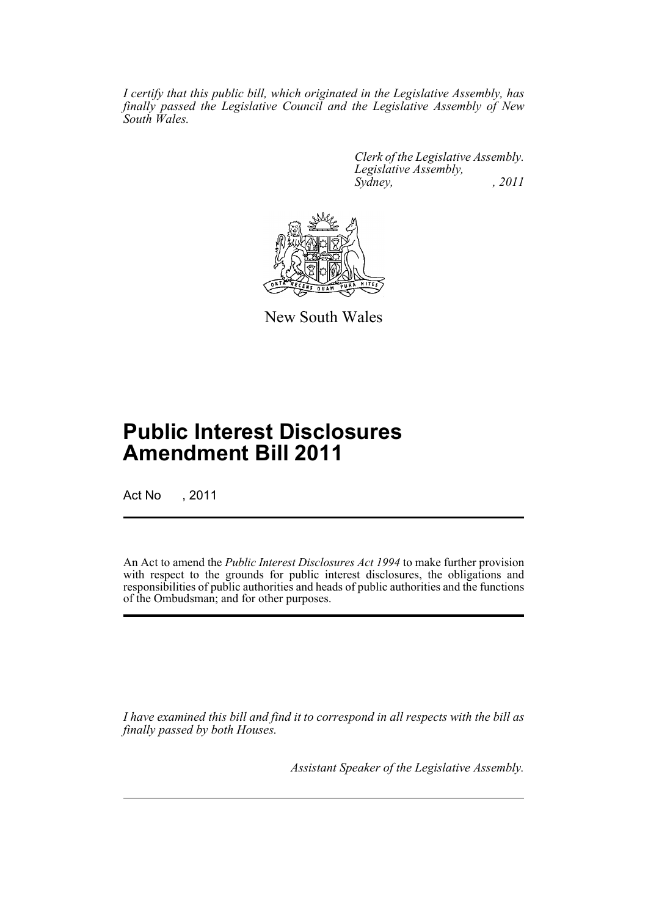*I certify that this public bill, which originated in the Legislative Assembly, has finally passed the Legislative Council and the Legislative Assembly of New South Wales.*

*Clerk of the Legislative Assembly.*
*Legislative Assembly,*
*Sydney, , 2011*

New South Wales

# Public Interest Disclosures Amendment Bill 2011

Act No , 2011

An Act to amend the *Public Interest Disclosures Act 1994* to make further provision with respect to the grounds for public interest disclosures, the obligations and responsibilities of public authorities and heads of public authorities and the functions of the Ombudsman; and for other purposes.

*I have examined this bill and find it to correspond in all respects with the bill as finally passed by both Houses.*

*Assistant Speaker of the Legislative Assembly.*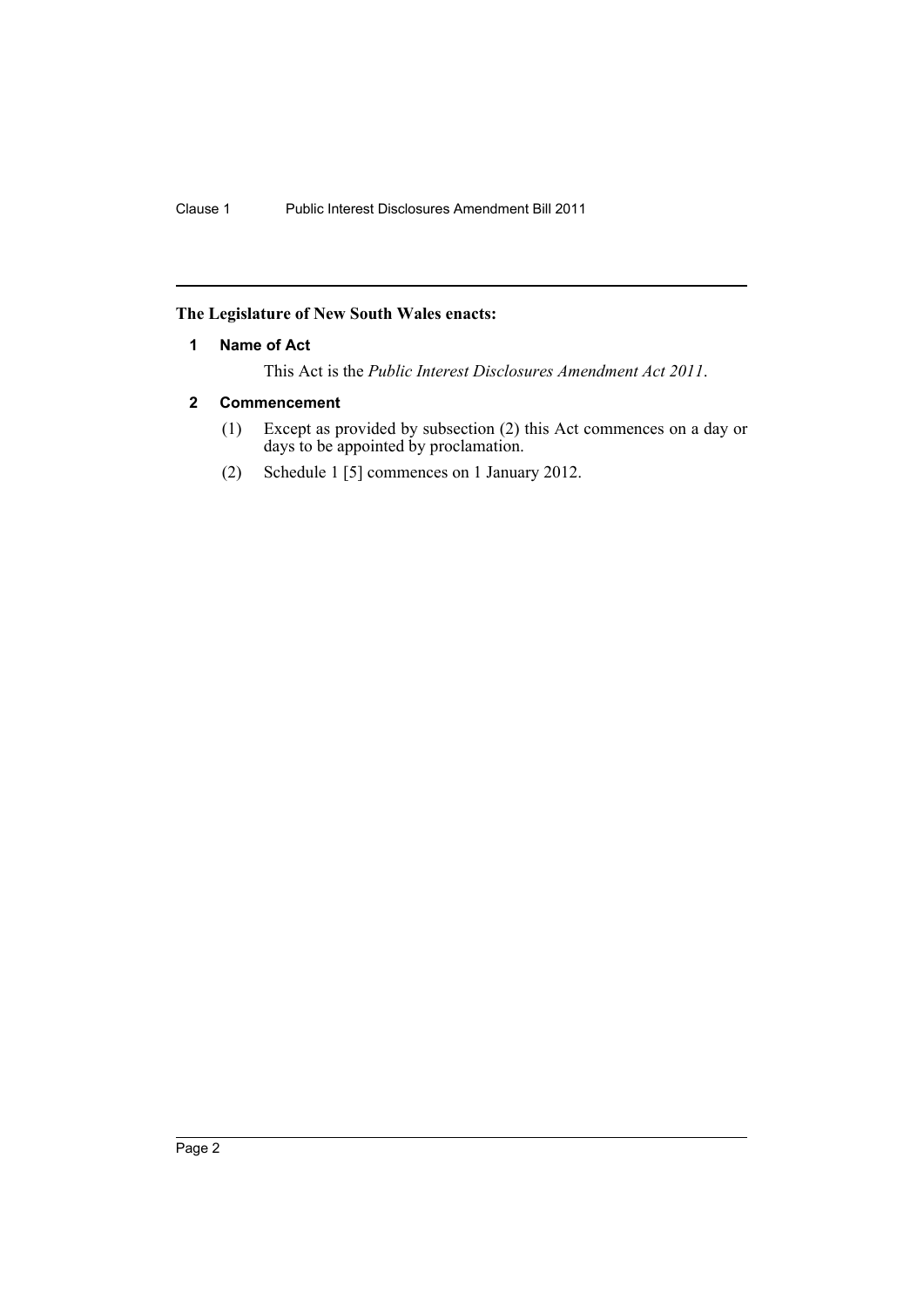**The Legislature of New South Wales enacts:**

## 1 Name of Act

This Act is the *Public Interest Disclosures Amendment Act 2011*.

## 2 Commencement

(1) Except as provided by subsection (2) this Act commences on a day or days to be appointed by proclamation.

(2) Schedule 1 [5] commences on 1 January 2012.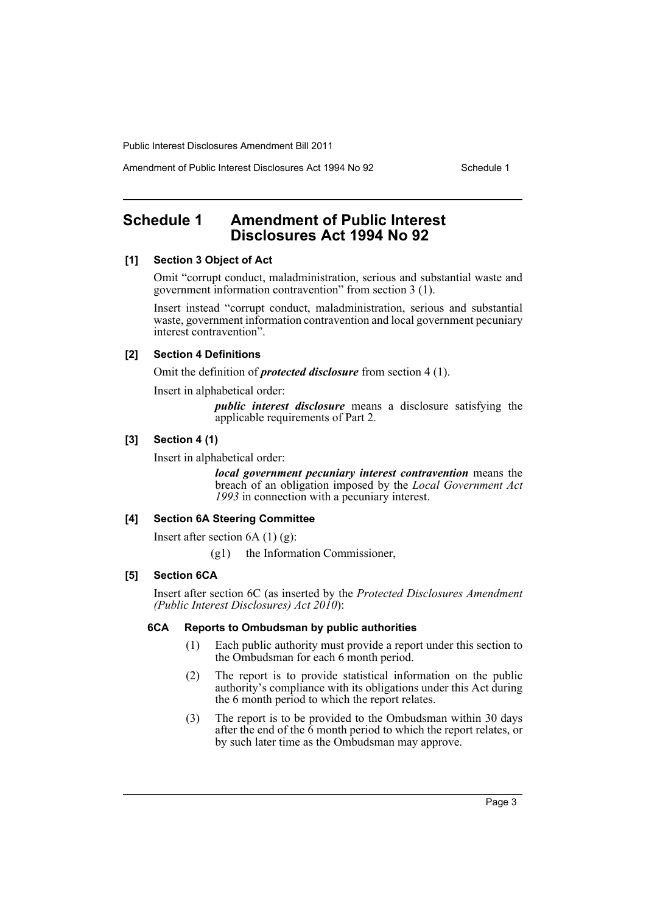# Schedule 1 Amendment of Public Interest Disclosures Act 1994 No 92

#### [1] Section 3 Object of Act

Omit "corrupt conduct, maladministration, serious and substantial waste and government information contravention" from section 3 (1).

Insert instead "corrupt conduct, maladministration, serious and substantial waste, government information contravention and local government pecuniary interest contravention".

#### [2] Section 4 Definitions

Omit the definition of ***protected disclosure*** from section 4 (1).

Insert in alphabetical order:

> ***public interest disclosure*** means a disclosure satisfying the applicable requirements of Part 2.

#### [3] Section 4 (1)

Insert in alphabetical order:

> ***local government pecuniary interest contravention*** means the breach of an obligation imposed by the *Local Government Act 1993* in connection with a pecuniary interest.

#### [4] Section 6A Steering Committee

Insert after section 6A (1) (g):

> (g1) the Information Commissioner,

#### [5] Section 6CA

Insert after section 6C (as inserted by the *Protected Disclosures Amendment (Public Interest Disclosures) Act 2010*):

##### 6CA Reports to Ombudsman by public authorities

(1) Each public authority must provide a report under this section to the Ombudsman for each 6 month period.

(2) The report is to provide statistical information on the public authority's compliance with its obligations under this Act during the 6 month period to which the report relates.

(3) The report is to be provided to the Ombudsman within 30 days after the end of the 6 month period to which the report relates, or by such later time as the Ombudsman may approve.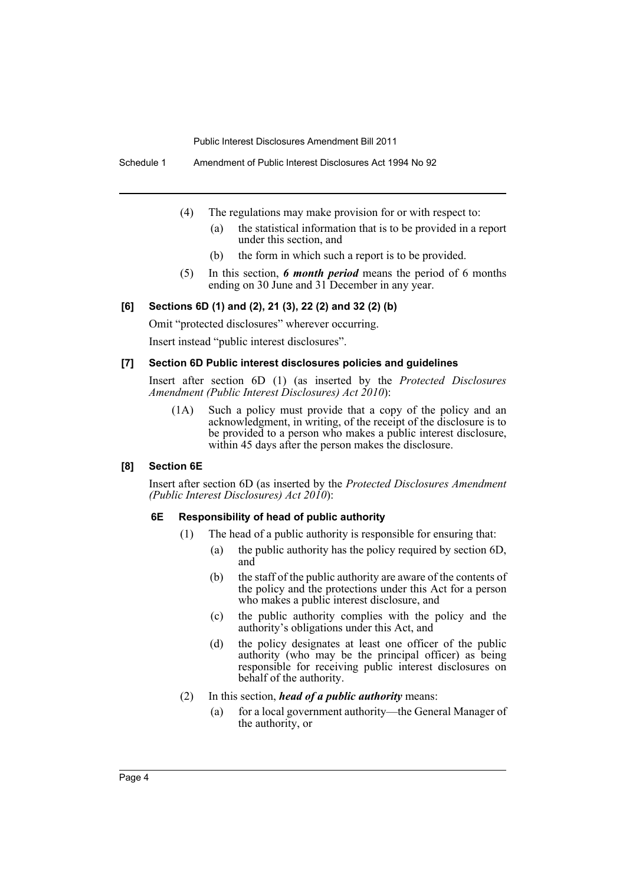(4) The regulations may make provision for or with respect to:

(a) the statistical information that is to be provided in a report under this section, and

(b) the form in which such a report is to be provided.

(5) In this section, ***6 month period*** means the period of 6 months ending on 30 June and 31 December in any year.

### [6] Sections 6D (1) and (2), 21 (3), 22 (2) and 32 (2) (b)

Omit "protected disclosures" wherever occurring.

Insert instead "public interest disclosures".

### [7] Section 6D Public interest disclosures policies and guidelines

Insert after section 6D (1) (as inserted by the *Protected Disclosures Amendment (Public Interest Disclosures) Act 2010*):

(1A) Such a policy must provide that a copy of the policy and an acknowledgment, in writing, of the receipt of the disclosure is to be provided to a person who makes a public interest disclosure, within 45 days after the person makes the disclosure.

### [8] Section 6E

Insert after section 6D (as inserted by the *Protected Disclosures Amendment (Public Interest Disclosures) Act 2010*):

#### 6E Responsibility of head of public authority

(1) The head of a public authority is responsible for ensuring that:

(a) the public authority has the policy required by section 6D, and

(b) the staff of the public authority are aware of the contents of the policy and the protections under this Act for a person who makes a public interest disclosure, and

(c) the public authority complies with the policy and the authority's obligations under this Act, and

(d) the policy designates at least one officer of the public authority (who may be the principal officer) as being responsible for receiving public interest disclosures on behalf of the authority.

(2) In this section, ***head of a public authority*** means:

(a) for a local government authority—the General Manager of the authority, or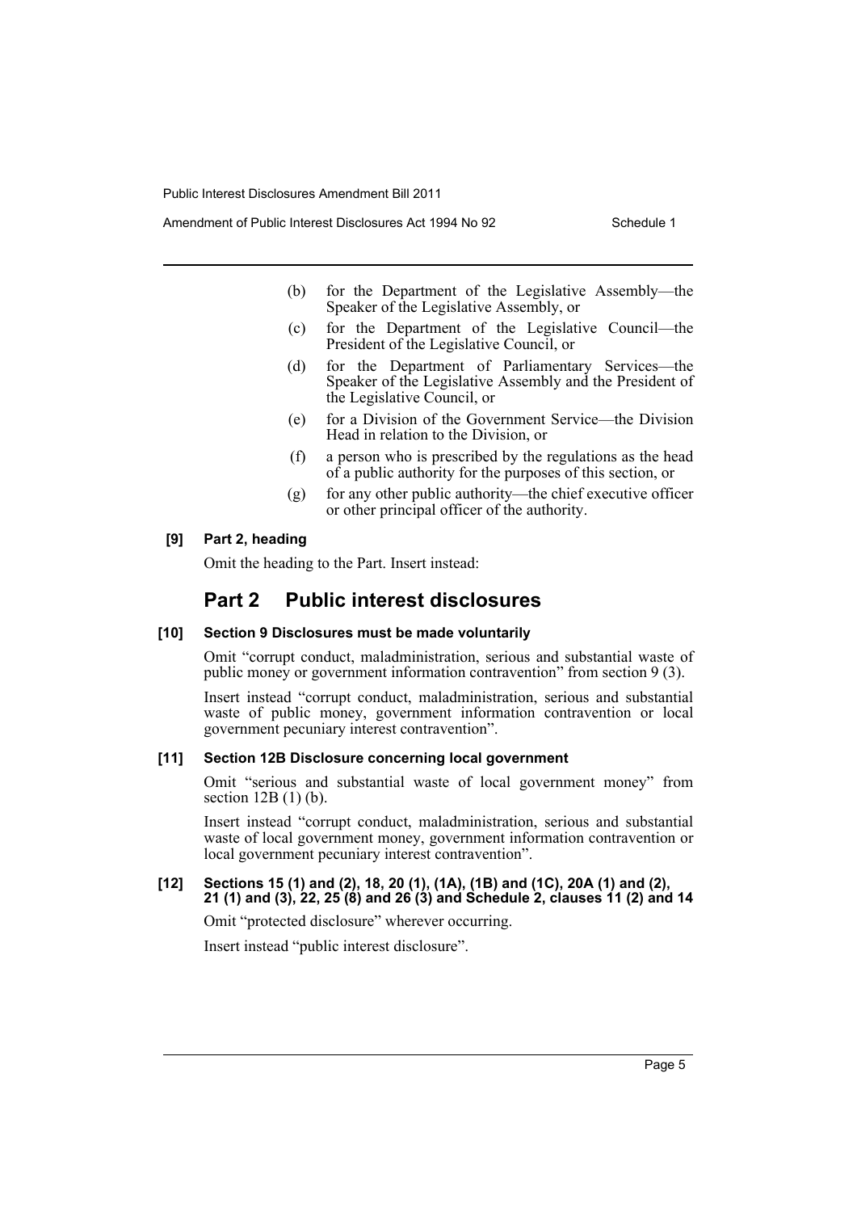(b) for the Department of the Legislative Assembly—the Speaker of the Legislative Assembly, or

(c) for the Department of the Legislative Council—the President of the Legislative Council, or

(d) for the Department of Parliamentary Services—the Speaker of the Legislative Assembly and the President of the Legislative Council, or

(e) for a Division of the Government Service—the Division Head in relation to the Division, or

(f) a person who is prescribed by the regulations as the head of a public authority for the purposes of this section, or

(g) for any other public authority—the chief executive officer or other principal officer of the authority.

### [9] Part 2, heading

Omit the heading to the Part. Insert instead:

## Part 2 Public interest disclosures

### [10] Section 9 Disclosures must be made voluntarily

Omit "corrupt conduct, maladministration, serious and substantial waste of public money or government information contravention" from section 9 (3).

Insert instead "corrupt conduct, maladministration, serious and substantial waste of public money, government information contravention or local government pecuniary interest contravention".

### [11] Section 12B Disclosure concerning local government

Omit "serious and substantial waste of local government money" from section 12B (1) (b).

Insert instead "corrupt conduct, maladministration, serious and substantial waste of local government money, government information contravention or local government pecuniary interest contravention".

### [12] Sections 15 (1) and (2), 18, 20 (1), (1A), (1B) and (1C), 20A (1) and (2), 21 (1) and (3), 22, 25 (8) and 26 (3) and Schedule 2, clauses 11 (2) and 14

Omit "protected disclosure" wherever occurring.

Insert instead "public interest disclosure".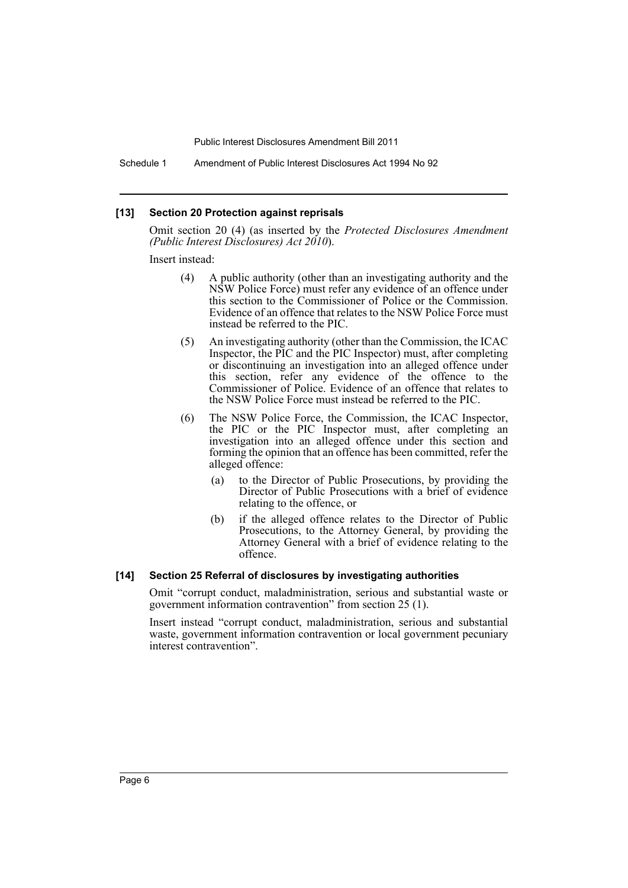### [13] Section 20 Protection against reprisals

Omit section 20 (4) (as inserted by the *Protected Disclosures Amendment (Public Interest Disclosures) Act 2010*).

Insert instead:

> (4) A public authority (other than an investigating authority and the NSW Police Force) must refer any evidence of an offence under this section to the Commissioner of Police or the Commission. Evidence of an offence that relates to the NSW Police Force must instead be referred to the PIC.
>
> (5) An investigating authority (other than the Commission, the ICAC Inspector, the PIC and the PIC Inspector) must, after completing or discontinuing an investigation into an alleged offence under this section, refer any evidence of the offence to the Commissioner of Police. Evidence of an offence that relates to the NSW Police Force must instead be referred to the PIC.
>
> (6) The NSW Police Force, the Commission, the ICAC Inspector, the PIC or the PIC Inspector must, after completing an investigation into an alleged offence under this section and forming the opinion that an offence has been committed, refer the alleged offence:
>
> (a) to the Director of Public Prosecutions, by providing the Director of Public Prosecutions with a brief of evidence relating to the offence, or
>
> (b) if the alleged offence relates to the Director of Public Prosecutions, to the Attorney General, by providing the Attorney General with a brief of evidence relating to the offence.

### [14] Section 25 Referral of disclosures by investigating authorities

Omit "corrupt conduct, maladministration, serious and substantial waste or government information contravention" from section 25 (1).

Insert instead "corrupt conduct, maladministration, serious and substantial waste, government information contravention or local government pecuniary interest contravention".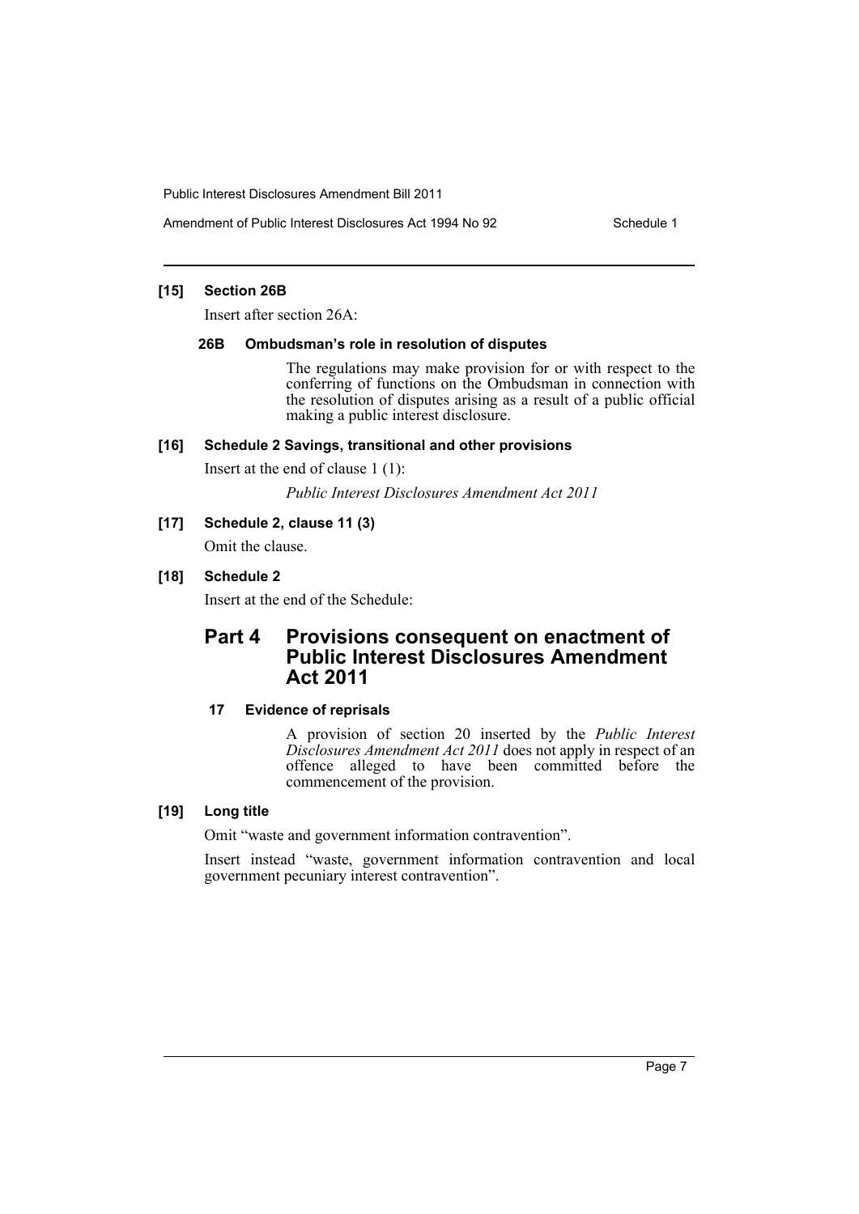**[15] Section 26B**

Insert after section 26A:

**26B Ombudsman's role in resolution of disputes**

The regulations may make provision for or with respect to the conferring of functions on the Ombudsman in connection with the resolution of disputes arising as a result of a public official making a public interest disclosure.

**[16] Schedule 2 Savings, transitional and other provisions**

Insert at the end of clause 1 (1):

*Public Interest Disclosures Amendment Act 2011*

**[17] Schedule 2, clause 11 (3)**

Omit the clause.

**[18] Schedule 2**

Insert at the end of the Schedule:

## Part 4 Provisions consequent on enactment of Public Interest Disclosures Amendment Act 2011

**17 Evidence of reprisals**

A provision of section 20 inserted by the *Public Interest Disclosures Amendment Act 2011* does not apply in respect of an offence alleged to have been committed before the commencement of the provision.

**[19] Long title**

Omit "waste and government information contravention".

Insert instead "waste, government information contravention and local government pecuniary interest contravention".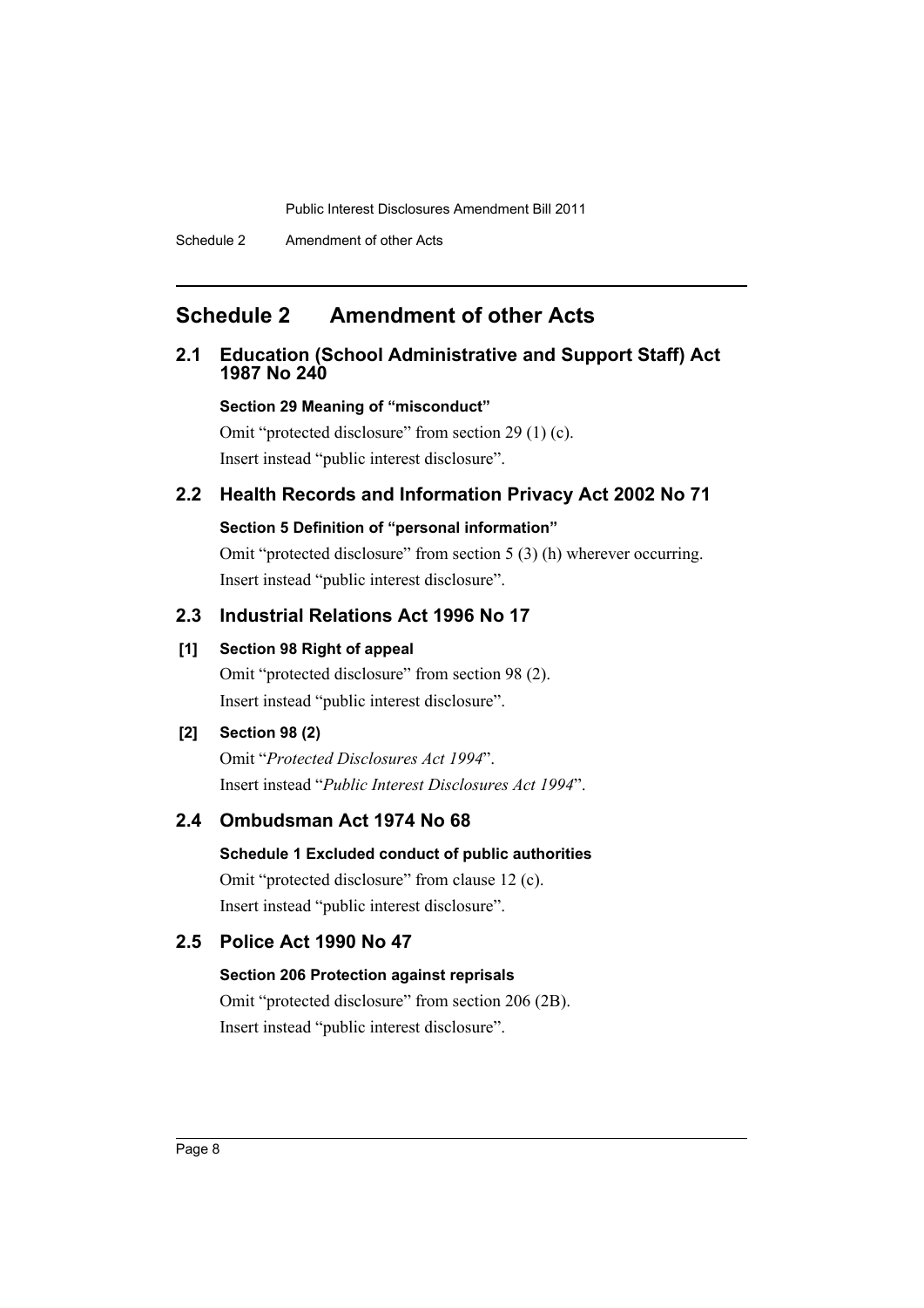# Schedule 2 Amendment of other Acts

## 2.1 Education (School Administrative and Support Staff) Act 1987 No 240

**Section 29 Meaning of "misconduct"**

Omit "protected disclosure" from section 29 (1) (c).

Insert instead "public interest disclosure".

## 2.2 Health Records and Information Privacy Act 2002 No 71

**Section 5 Definition of "personal information"**

Omit "protected disclosure" from section 5 (3) (h) wherever occurring.

Insert instead "public interest disclosure".

## 2.3 Industrial Relations Act 1996 No 17

**[1] Section 98 Right of appeal**

Omit "protected disclosure" from section 98 (2).

Insert instead "public interest disclosure".

**[2] Section 98 (2)**

Omit "*Protected Disclosures Act 1994*".

Insert instead "*Public Interest Disclosures Act 1994*".

## 2.4 Ombudsman Act 1974 No 68

**Schedule 1 Excluded conduct of public authorities**

Omit "protected disclosure" from clause 12 (c).

Insert instead "public interest disclosure".

## 2.5 Police Act 1990 No 47

**Section 206 Protection against reprisals**

Omit "protected disclosure" from section 206 (2B).

Insert instead "public interest disclosure".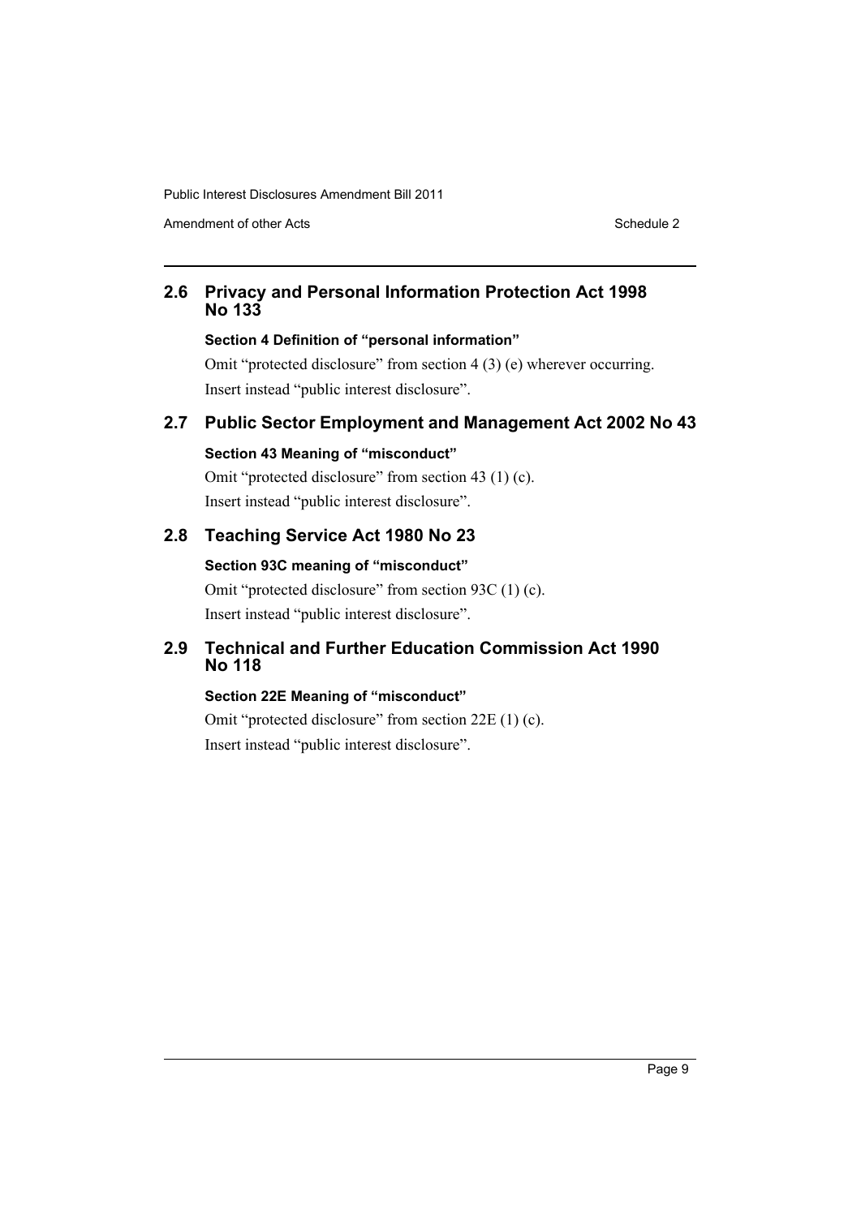## 2.6 Privacy and Personal Information Protection Act 1998 No 133

### Section 4 Definition of "personal information"

Omit "protected disclosure" from section 4 (3) (e) wherever occurring.

Insert instead "public interest disclosure".

## 2.7 Public Sector Employment and Management Act 2002 No 43

### Section 43 Meaning of "misconduct"

Omit "protected disclosure" from section 43 (1) (c).

Insert instead "public interest disclosure".

## 2.8 Teaching Service Act 1980 No 23

### Section 93C meaning of "misconduct"

Omit "protected disclosure" from section 93C (1) (c).

Insert instead "public interest disclosure".

## 2.9 Technical and Further Education Commission Act 1990 No 118

### Section 22E Meaning of "misconduct"

Omit "protected disclosure" from section 22E (1) (c).

Insert instead "public interest disclosure".